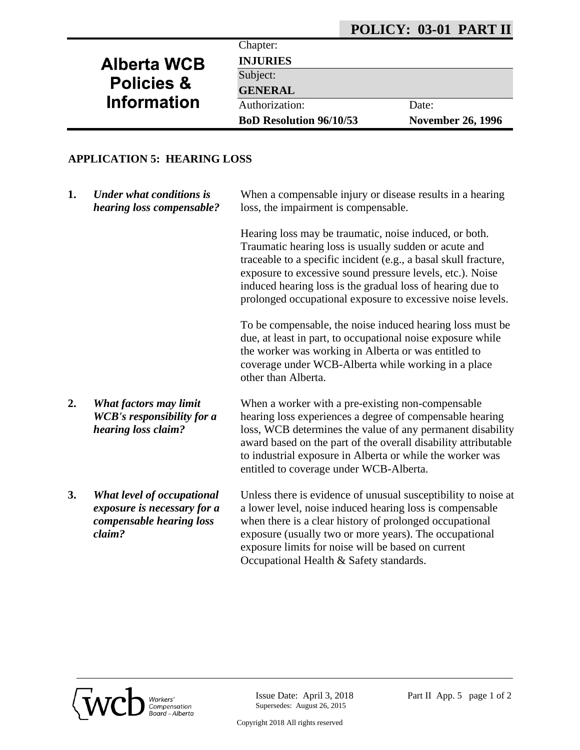# POLICY: 03-01 PART II

| Alberta WCB Policies & Information | Chapter: **INJURIES** | |
|---|---|---|
| | Subject: **GENERAL** | |
| | Authorization: **BoD Resolution 96/10/53** | Date: **November 26, 1996** |

## APPLICATION 5: HEARING LOSS

**1.** ***Under what conditions is hearing loss compensable?***

When a compensable injury or disease results in a hearing loss, the impairment is compensable.

Hearing loss may be traumatic, noise induced, or both. Traumatic hearing loss is usually sudden or acute and traceable to a specific incident (e.g., a basal skull fracture, exposure to excessive sound pressure levels, etc.). Noise induced hearing loss is the gradual loss of hearing due to prolonged occupational exposure to excessive noise levels.

To be compensable, the noise induced hearing loss must be due, at least in part, to occupational noise exposure while the worker was working in Alberta or was entitled to coverage under WCB-Alberta while working in a place other than Alberta.

**2.** ***What factors may limit WCB's responsibility for a hearing loss claim?***

When a worker with a pre-existing non-compensable hearing loss experiences a degree of compensable hearing loss, WCB determines the value of any permanent disability award based on the part of the overall disability attributable to industrial exposure in Alberta or while the worker was entitled to coverage under WCB-Alberta.

**3.** ***What level of occupational exposure is necessary for a compensable hearing loss claim?***

Unless there is evidence of unusual susceptibility to noise at a lower level, noise induced hearing loss is compensable when there is a clear history of prolonged occupational exposure (usually two or more years). The occupational exposure limits for noise will be based on current Occupational Health & Safety standards.

Issue Date: April 3, 2018
Supersedes: August 26, 2015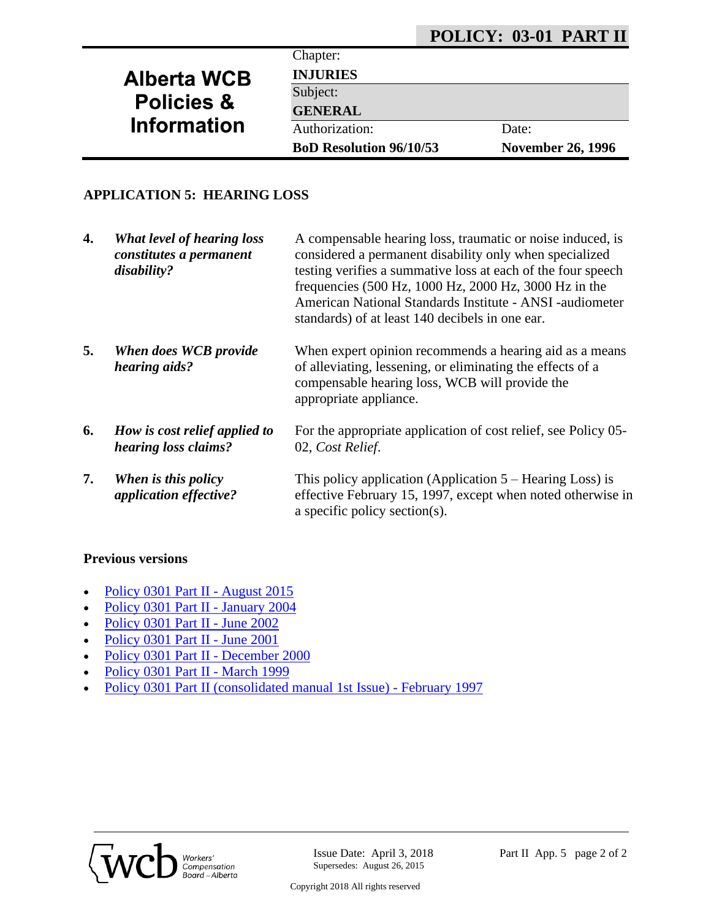# POLICY: 03-01 PART II

**Alberta WCB Policies & Information**

| | |
|---|---|
| Chapter: **INJURIES** | |
| Subject: **GENERAL** | |
| Authorization: **BoD Resolution 96/10/53** | Date: **November 26, 1996** |

## APPLICATION 5: HEARING LOSS

| | | |
|---|---|---|
| **4.** | ***What level of hearing loss constitutes a permanent disability?*** | A compensable hearing loss, traumatic or noise induced, is considered a permanent disability only when specialized testing verifies a summative loss at each of the four speech frequencies (500 Hz, 1000 Hz, 2000 Hz, 3000 Hz in the American National Standards Institute - ANSI -audiometer standards) of at least 140 decibels in one ear. |
| **5.** | ***When does WCB provide hearing aids?*** | When expert opinion recommends a hearing aid as a means of alleviating, lessening, or eliminating the effects of a compensable hearing loss, WCB will provide the appropriate appliance. |
| **6.** | ***How is cost relief applied to hearing loss claims?*** | For the appropriate application of cost relief, see Policy 05-02, *Cost Relief*. |
| **7.** | ***When is this policy application effective?*** | This policy application (Application 5 – Hearing Loss) is effective February 15, 1997, except when noted otherwise in a specific policy section(s). |

**Previous versions**

- Policy 0301 Part II - August 2015
- Policy 0301 Part II - January 2004
- Policy 0301 Part II - June 2002
- Policy 0301 Part II - June 2001
- Policy 0301 Part II - December 2000
- Policy 0301 Part II - March 1999
- Policy 0301 Part II (consolidated manual 1st Issue) - February 1997

Issue Date: April 3, 2018
Supersedes: August 26, 2015

Copyright 2018 All rights reserved